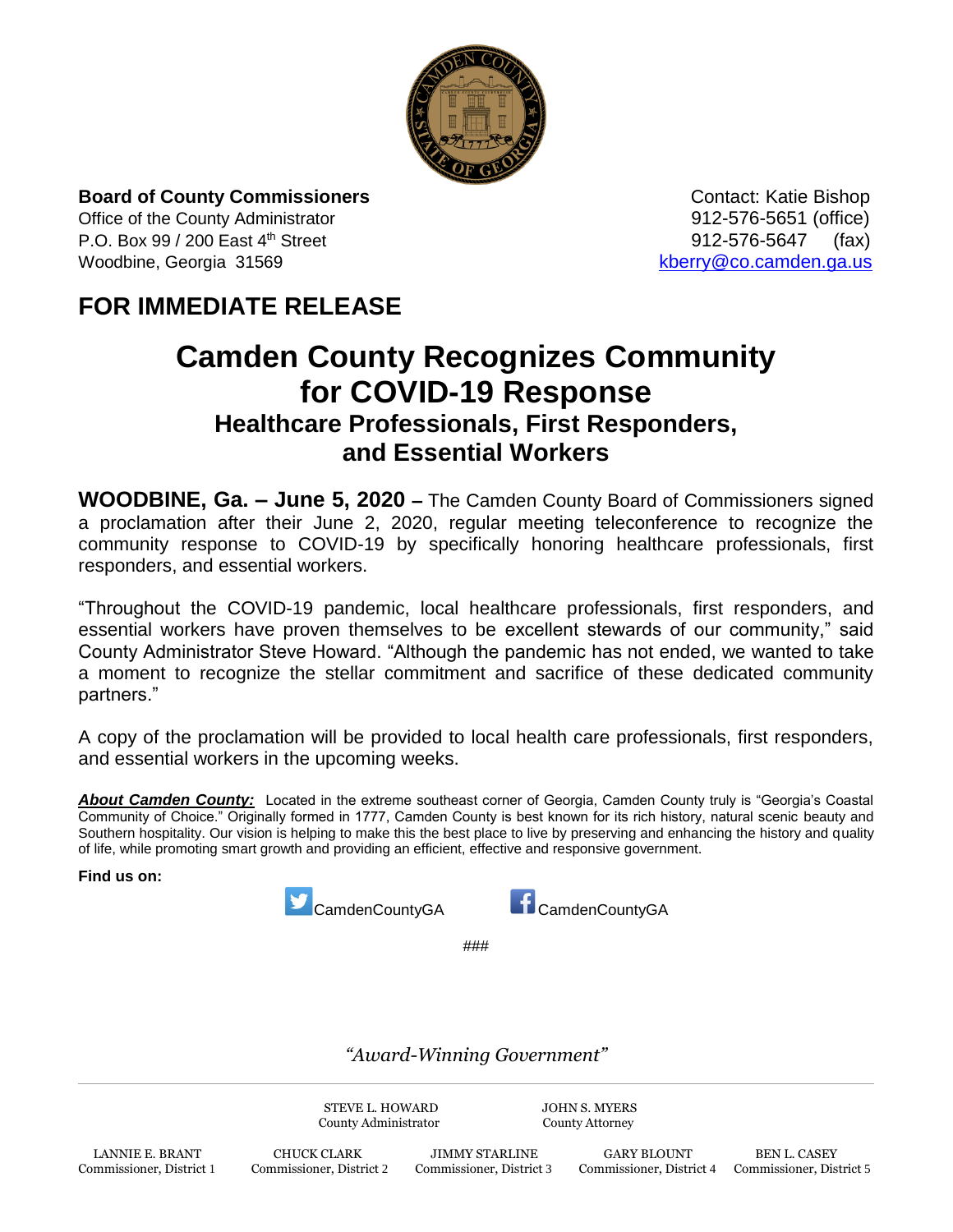**Board of County Commissioners**
Office of the County Administrator
P.O. Box 99 / 200 East 4th Street
Woodbine, Georgia 31569

Contact: Katie Bishop
912-576-5651 (office)
912-576-5647 (fax)
kberry@co.camden.ga.us

## FOR IMMEDIATE RELEASE

# Camden County Recognizes Community for COVID-19 Response

### Healthcare Professionals, First Responders, and Essential Workers

**WOODBINE, Ga. – June 5, 2020 –** The Camden County Board of Commissioners signed a proclamation after their June 2, 2020, regular meeting teleconference to recognize the community response to COVID-19 by specifically honoring healthcare professionals, first responders, and essential workers.

"Throughout the COVID-19 pandemic, local healthcare professionals, first responders, and essential workers have proven themselves to be excellent stewards of our community," said County Administrator Steve Howard. "Although the pandemic has not ended, we wanted to take a moment to recognize the stellar commitment and sacrifice of these dedicated community partners."

A copy of the proclamation will be provided to local health care professionals, first responders, and essential workers in the upcoming weeks.

***About Camden County:*** Located in the extreme southeast corner of Georgia, Camden County truly is "Georgia's Coastal Community of Choice." Originally formed in 1777, Camden County is best known for its rich history, natural scenic beauty and Southern hospitality. Our vision is helping to make this the best place to live by preserving and enhancing the history and quality of life, while promoting smart growth and providing an efficient, effective and responsive government.

**Find us on:**

CamdenCountyGA CamdenCountyGA

###

*"Award-Winning Government"*

STEVE L. HOWARD
County Administrator

JOHN S. MYERS
County Attorney

LANNIE E. BRANT
Commissioner, District 1

CHUCK CLARK
Commissioner, District 2

JIMMY STARLINE
Commissioner, District 3

GARY BLOUNT
Commissioner, District 4

BEN L. CASEY
Commissioner, District 5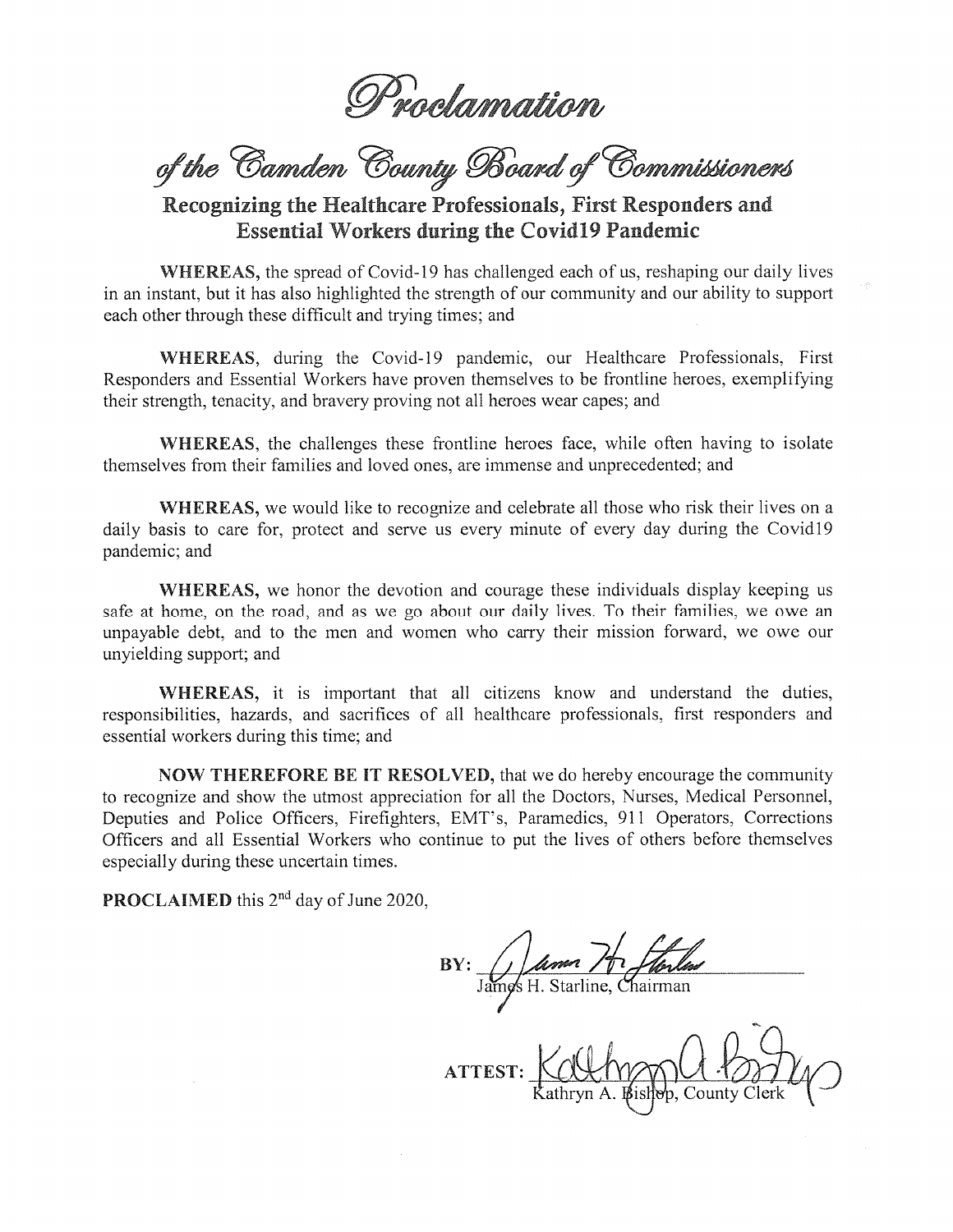# *Proclamation*

## *of the Camden County Board of Commissioners*

### Recognizing the Healthcare Professionals, First Responders and Essential Workers during the Covid19 Pandemic

**WHEREAS,** the spread of Covid-19 has challenged each of us, reshaping our daily lives in an instant, but it has also highlighted the strength of our community and our ability to support each other through these difficult and trying times; and

**WHEREAS**, during the Covid-19 pandemic, our Healthcare Professionals, First Responders and Essential Workers have proven themselves to be frontline heroes, exemplifying their strength, tenacity, and bravery proving not all heroes wear capes; and

**WHEREAS**, the challenges these frontline heroes face, while often having to isolate themselves from their families and loved ones, are immense and unprecedented; and

**WHEREAS,** we would like to recognize and celebrate all those who risk their lives on a daily basis to care for, protect and serve us every minute of every day during the Covid19 pandemic; and

**WHEREAS,** we honor the devotion and courage these individuals display keeping us safe at home, on the road, and as we go about our daily lives. To their families, we owe an unpayable debt, and to the men and women who carry their mission forward, we owe our unyielding support; and

**WHEREAS,** it is important that all citizens know and understand the duties, responsibilities, hazards, and sacrifices of all healthcare professionals, first responders and essential workers during this time; and

**NOW THEREFORE BE IT RESOLVED,** that we do hereby encourage the community to recognize and show the utmost appreciation for all the Doctors, Nurses, Medical Personnel, Deputies and Police Officers, Firefighters, EMT's, Paramedics, 911 Operators, Corrections Officers and all Essential Workers who continue to put the lives of others before themselves especially during these uncertain times.

**PROCLAIMED** this 2nd day of June 2020,

**BY:** ______________________
James H. Starline, Chairman

**ATTEST:** ______________________
Kathryn A. Bishop, County Clerk